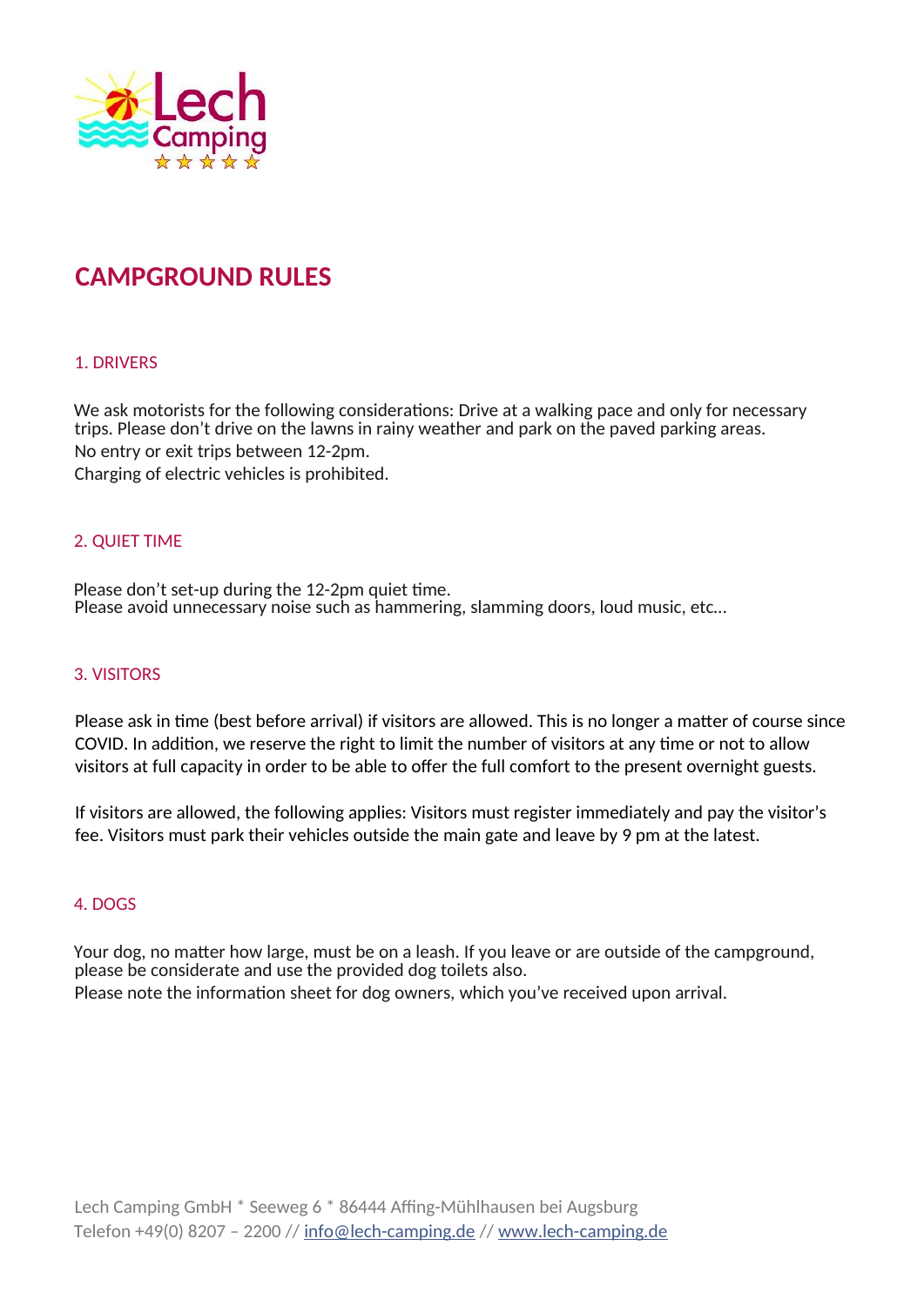# CAMPGROUND RULES

## 1. DRIVERS

We ask motorists for the following considerations: Drive at a walking pace and only for necessary trips. Please don't drive on the lawns in rainy weather and park on the paved parking areas.

No entry or exit trips between 12-2pm.

Charging of electric vehicles is prohibited.

## 2. QUIET TIME

Please don't set-up during the 12-2pm quiet time.
Please avoid unnecessary noise such as hammering, slamming doors, loud music, etc...

## 3. VISITORS

Please ask in time (best before arrival) if visitors are allowed. This is no longer a matter of course since COVID. In addition, we reserve the right to limit the number of visitors at any time or not to allow visitors at full capacity in order to be able to offer the full comfort to the present overnight guests.

If visitors are allowed, the following applies: Visitors must register immediately and pay the visitor's fee. Visitors must park their vehicles outside the main gate and leave by 9 pm at the latest.

## 4. DOGS

Your dog, no matter how large, must be on a leash. If you leave or are outside of the campground, please be considerate and use the provided dog toilets also.
Please note the information sheet for dog owners, which you've received upon arrival.

Lech Camping GmbH * Seeweg 6 * 86444 Affing-Mühlhausen bei Augsburg
Telefon +49(0) 8207 – 2200 // info@lech-camping.de // www.lech-camping.de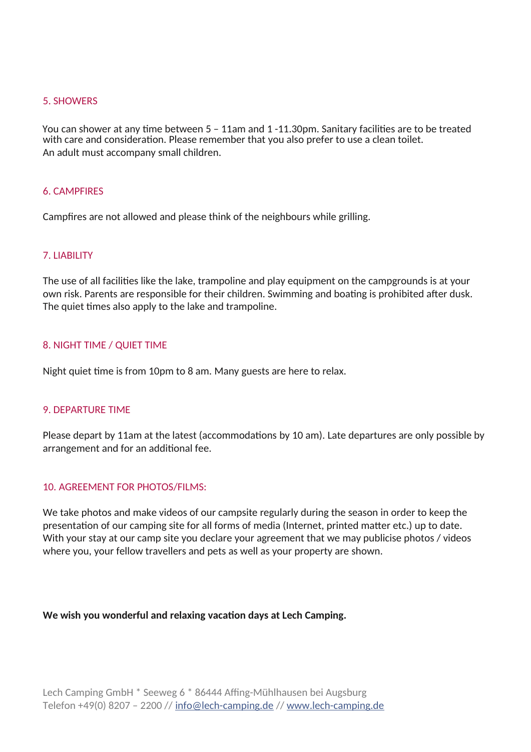## 5. SHOWERS

You can shower at any time between 5 – 11am and 1 -11.30pm. Sanitary facilities are to be treated with care and consideration. Please remember that you also prefer to use a clean toilet.
An adult must accompany small children.

## 6. CAMPFIRES

Campfires are not allowed and please think of the neighbours while grilling.

## 7. LIABILITY

The use of all facilities like the lake, trampoline and play equipment on the campgrounds is at your own risk. Parents are responsible for their children. Swimming and boating is prohibited after dusk. The quiet times also apply to the lake and trampoline.

## 8. NIGHT TIME / QUIET TIME

Night quiet time is from 10pm to 8 am. Many guests are here to relax.

## 9. DEPARTURE TIME

Please depart by 11am at the latest (accommodations by 10 am). Late departures are only possible by arrangement and for an additional fee.

## 10. AGREEMENT FOR PHOTOS/FILMS:

We take photos and make videos of our campsite regularly during the season in order to keep the presentation of our camping site for all forms of media (Internet, printed matter etc.) up to date. With your stay at our camp site you declare your agreement that we may publicise photos / videos where you, your fellow travellers and pets as well as your property are shown.

**We wish you wonderful and relaxing vacation days at Lech Camping.**

Lech Camping GmbH * Seeweg 6 * 86444 Affing-Mühlhausen bei Augsburg
Telefon +49(0) 8207 – 2200 // info@lech-camping.de // www.lech-camping.de